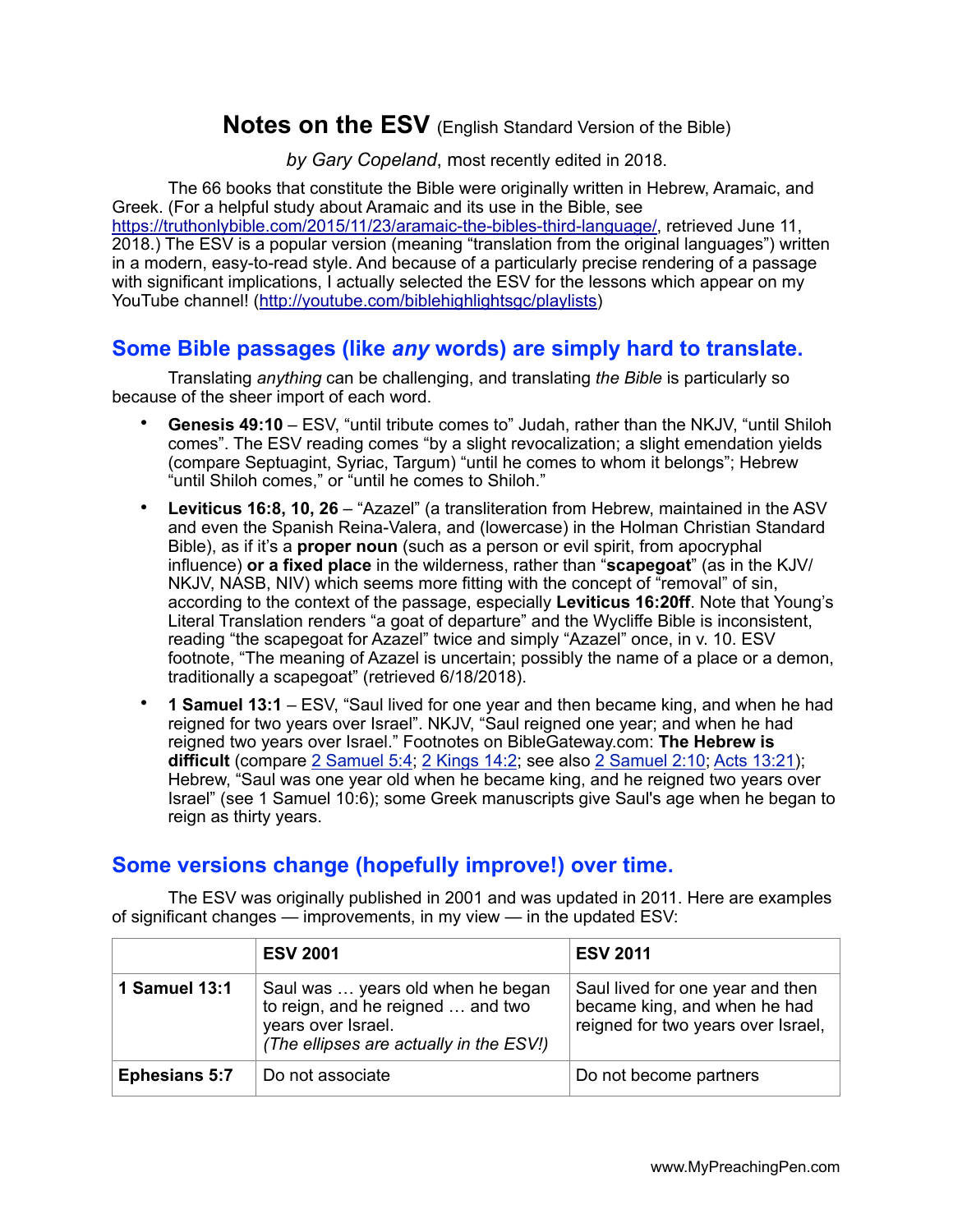# **Notes on the ESV** (English Standard Version of the Bible)

*by Gary Copeland*, most recently edited in 2018.

The 66 books that constitute the Bible were originally written in Hebrew, Aramaic, and Greek. (For a helpful study about Aramaic and its use in the Bible, see https://truthonlybible.com/2015/11/23/aramaic-the-bibles-third-language/, retrieved June 11, 2018.) The ESV is a popular version (meaning "translation from the original languages") written in a modern, easy-to-read style. And because of a particularly precise rendering of a passage with significant implications, I actually selected the ESV for the lessons which appear on my YouTube channel! (http://youtube.com/biblehighlightsgc/playlists)

## Some Bible passages (like *any* words) are simply hard to translate.

Translating *anything* can be challenging, and translating *the Bible* is particularly so because of the sheer import of each word.

- **Genesis 49:10** – ESV, "until tribute comes to" Judah, rather than the NKJV, "until Shiloh comes". The ESV reading comes "by a slight revocalization; a slight emendation yields (compare Septuagint, Syriac, Targum) "until he comes to whom it belongs"; Hebrew "until Shiloh comes," or "until he comes to Shiloh."
- **Leviticus 16:8, 10, 26** – "Azazel" (a transliteration from Hebrew, maintained in the ASV and even the Spanish Reina-Valera, and (lowercase) in the Holman Christian Standard Bible), as if it's a **proper noun** (such as a person or evil spirit, from apocryphal influence) **or a fixed place** in the wilderness, rather than "**scapegoat**" (as in the KJV/NKJV, NASB, NIV) which seems more fitting with the concept of "removal" of sin, according to the context of the passage, especially **Leviticus 16:20ff**. Note that Young's Literal Translation renders "a goat of departure" and the Wycliffe Bible is inconsistent, reading "the scapegoat for Azazel" twice and simply "Azazel" once, in v. 10. ESV footnote, "The meaning of Azazel is uncertain; possibly the name of a place or a demon, traditionally a scapegoat" (retrieved 6/18/2018).
- **1 Samuel 13:1** – ESV, "Saul lived for one year and then became king, and when he had reigned for two years over Israel". NKJV, "Saul reigned one year; and when he had reigned two years over Israel." Footnotes on BibleGateway.com: **The Hebrew is difficult** (compare 2 Samuel 5:4; 2 Kings 14:2; see also 2 Samuel 2:10; Acts 13:21); Hebrew, "Saul was one year old when he became king, and he reigned two years over Israel" (see 1 Samuel 10:6); some Greek manuscripts give Saul's age when he began to reign as thirty years.

## Some versions change (hopefully improve!) over time.

The ESV was originally published in 2001 and was updated in 2011. Here are examples of significant changes — improvements, in my view — in the updated ESV:

| | **ESV 2001** | **ESV 2011** |
|---|---|---|
| **1 Samuel 13:1** | Saul was … years old when he began to reign, and he reigned … and two years over Israel. *(The ellipses are actually in the ESV!)* | Saul lived for one year and then became king, and when he had reigned for two years over Israel, |
| **Ephesians 5:7** | Do not associate | Do not become partners |

www.MyPreachingPen.com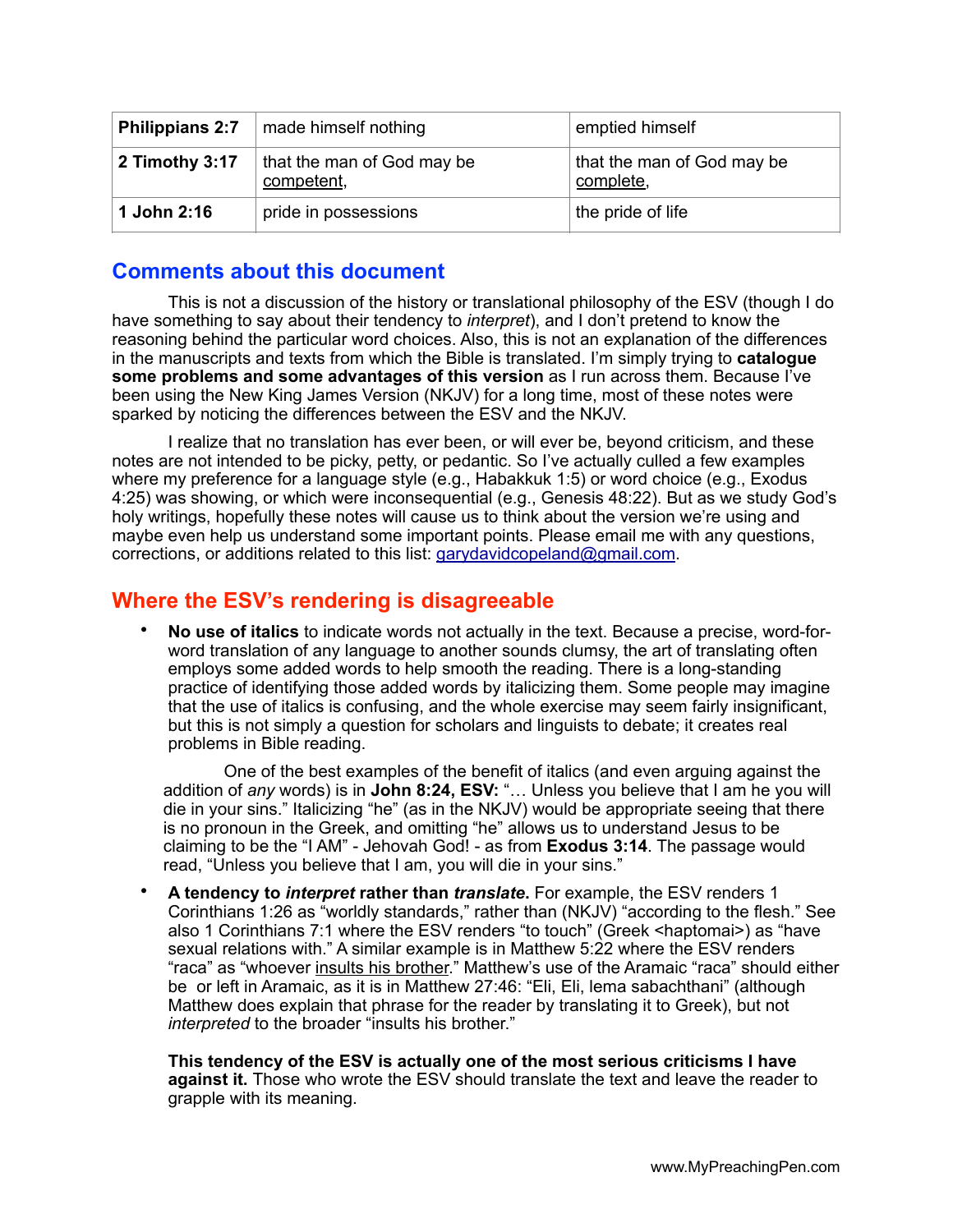| | | |
|---|---|---|
| **Philippians 2:7** | made himself nothing | emptied himself |
| **2 Timothy 3:17** | that the man of God may be <u>competent</u>, | that the man of God may be <u>complete</u>, |
| **1 John 2:16** | pride in possessions | the pride of life |

## Comments about this document

This is not a discussion of the history or translational philosophy of the ESV (though I do have something to say about their tendency to *interpret*), and I don't pretend to know the reasoning behind the particular word choices. Also, this is not an explanation of the differences in the manuscripts and texts from which the Bible is translated. I'm simply trying to **catalogue some problems and some advantages of this version** as I run across them. Because I've been using the New King James Version (NKJV) for a long time, most of these notes were sparked by noticing the differences between the ESV and the NKJV.

I realize that no translation has ever been, or will ever be, beyond criticism, and these notes are not intended to be picky, petty, or pedantic. So I've actually culled a few examples where my preference for a language style (e.g., Habakkuk 1:5) or word choice (e.g., Exodus 4:25) was showing, or which were inconsequential (e.g., Genesis 48:22). But as we study God's holy writings, hopefully these notes will cause us to think about the version we're using and maybe even help us understand some important points. Please email me with any questions, corrections, or additions related to this list: garydavidcopeland@gmail.com.

## Where the ESV's rendering is disagreeable

- **No use of italics** to indicate words not actually in the text. Because a precise, word-for-word translation of any language to another sounds clumsy, the art of translating often employs some added words to help smooth the reading. There is a long-standing practice of identifying those added words by italicizing them. Some people may imagine that the use of italics is confusing, and the whole exercise may seem fairly insignificant, but this is not simply a question for scholars and linguists to debate; it creates real problems in Bible reading.

  One of the best examples of the benefit of italics (and even arguing against the addition of *any* words) is in **John 8:24, ESV:** "… Unless you believe that I am he you will die in your sins." Italicizing "he" (as in the NKJV) would be appropriate seeing that there is no pronoun in the Greek, and omitting "he" allows us to understand Jesus to be claiming to be the "I AM" - Jehovah God! - as from **Exodus 3:14**. The passage would read, "Unless you believe that I am, you will die in your sins."

- **A tendency to *interpret* rather than *translate*.** For example, the ESV renders 1 Corinthians 1:26 as "worldly standards," rather than (NKJV) "according to the flesh." See also 1 Corinthians 7:1 where the ESV renders "to touch" (Greek <haptomai>) as "have sexual relations with." A similar example is in Matthew 5:22 where the ESV renders "raca" as "whoever <u>insults his brother</u>." Matthew's use of the Aramaic "raca" should either be or left in Aramaic, as it is in Matthew 27:46: "Eli, Eli, lema sabachthani" (although Matthew does explain that phrase for the reader by translating it to Greek), but not *interpreted* to the broader "insults his brother."

  **This tendency of the ESV is actually one of the most serious criticisms I have against it.** Those who wrote the ESV should translate the text and leave the reader to grapple with its meaning.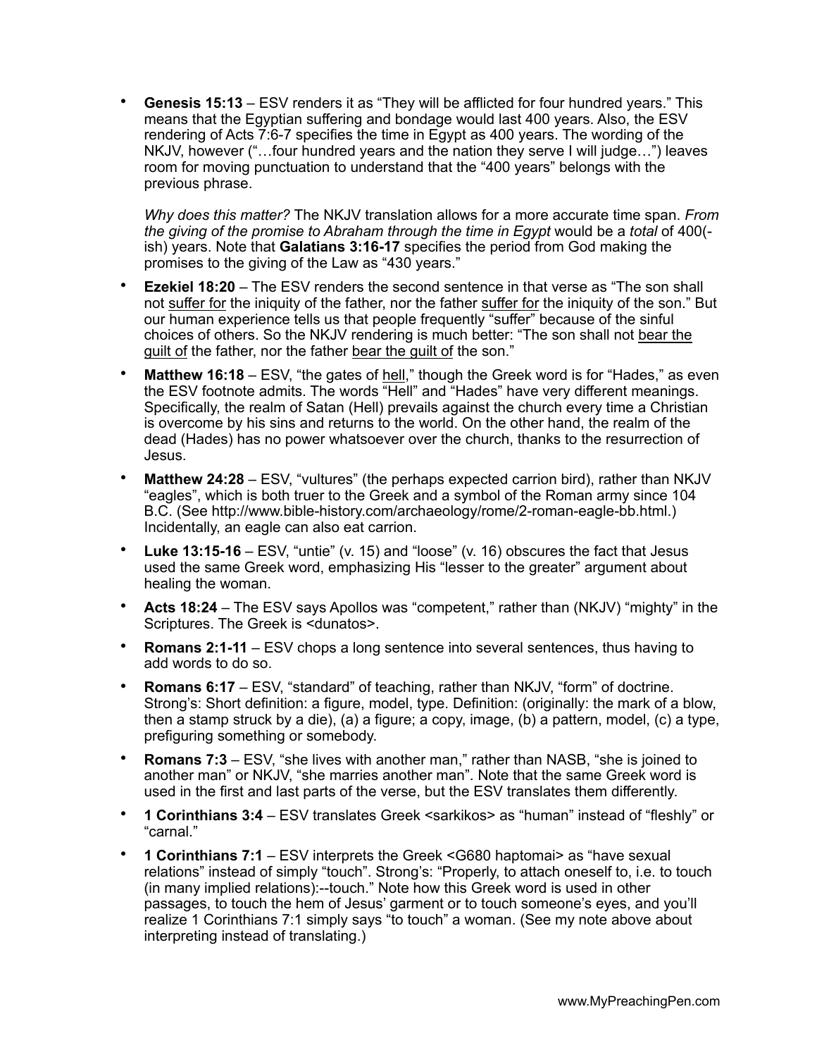- **Genesis 15:13** – ESV renders it as “They will be afflicted for four hundred years.” This means that the Egyptian suffering and bondage would last 400 years. Also, the ESV rendering of Acts 7:6-7 specifies the time in Egypt as 400 years. The wording of the NKJV, however (“…four hundred years and the nation they serve I will judge…”) leaves room for moving punctuation to understand that the “400 years” belongs with the previous phrase.

  *Why does this matter?* The NKJV translation allows for a more accurate time span. *From the giving of the promise to Abraham through the time in Egypt* would be a *total* of 400(-ish) years. Note that **Galatians 3:16-17** specifies the period from God making the promises to the giving of the Law as “430 years.”

- **Ezekiel 18:20** – The ESV renders the second sentence in that verse as “The son shall not <u>suffer for</u> the iniquity of the father, nor the father <u>suffer for</u> the iniquity of the son.” But our human experience tells us that people frequently “suffer” because of the sinful choices of others. So the NKJV rendering is much better: “The son shall not <u>bear the guilt of</u> the father, nor the father <u>bear the guilt of</u> the son.”

- **Matthew 16:18** – ESV, “the gates of <u>hell</u>,” though the Greek word is for “Hades,” as even the ESV footnote admits. The words “Hell” and “Hades” have very different meanings. Specifically, the realm of Satan (Hell) prevails against the church every time a Christian is overcome by his sins and returns to the world. On the other hand, the realm of the dead (Hades) has no power whatsoever over the church, thanks to the resurrection of Jesus.

- **Matthew 24:28** – ESV, “vultures” (the perhaps expected carrion bird), rather than NKJV “eagles”, which is both truer to the Greek and a symbol of the Roman army since 104 B.C. (See http://www.bible-history.com/archaeology/rome/2-roman-eagle-bb.html.) Incidentally, an eagle can also eat carrion.

- **Luke 13:15-16** – ESV, “untie” (v. 15) and “loose” (v. 16) obscures the fact that Jesus used the same Greek word, emphasizing His “lesser to the greater” argument about healing the woman.

- **Acts 18:24** – The ESV says Apollos was “competent,” rather than (NKJV) “mighty” in the Scriptures. The Greek is <dunatos>.

- **Romans 2:1-11** – ESV chops a long sentence into several sentences, thus having to add words to do so.

- **Romans 6:17** – ESV, “standard” of teaching, rather than NKJV, “form” of doctrine. Strong’s: Short definition: a figure, model, type. Definition: (originally: the mark of a blow, then a stamp struck by a die), (a) a figure; a copy, image, (b) a pattern, model, (c) a type, prefiguring something or somebody.

- **Romans 7:3** – ESV, “she lives with another man,” rather than NASB, “she is joined to another man” or NKJV, “she marries another man”. Note that the same Greek word is used in the first and last parts of the verse, but the ESV translates them differently.

- **1 Corinthians 3:4** – ESV translates Greek <sarkikos> as “human” instead of “fleshly” or “carnal.”

- **1 Corinthians 7:1** – ESV interprets the Greek <G680 haptomai> as “have sexual relations” instead of simply “touch”. Strong’s: “Properly, to attach oneself to, i.e. to touch (in many implied relations):--touch.” Note how this Greek word is used in other passages, to touch the hem of Jesus’ garment or to touch someone’s eyes, and you’ll realize 1 Corinthians 7:1 simply says “to touch” a woman. (See my note above about interpreting instead of translating.)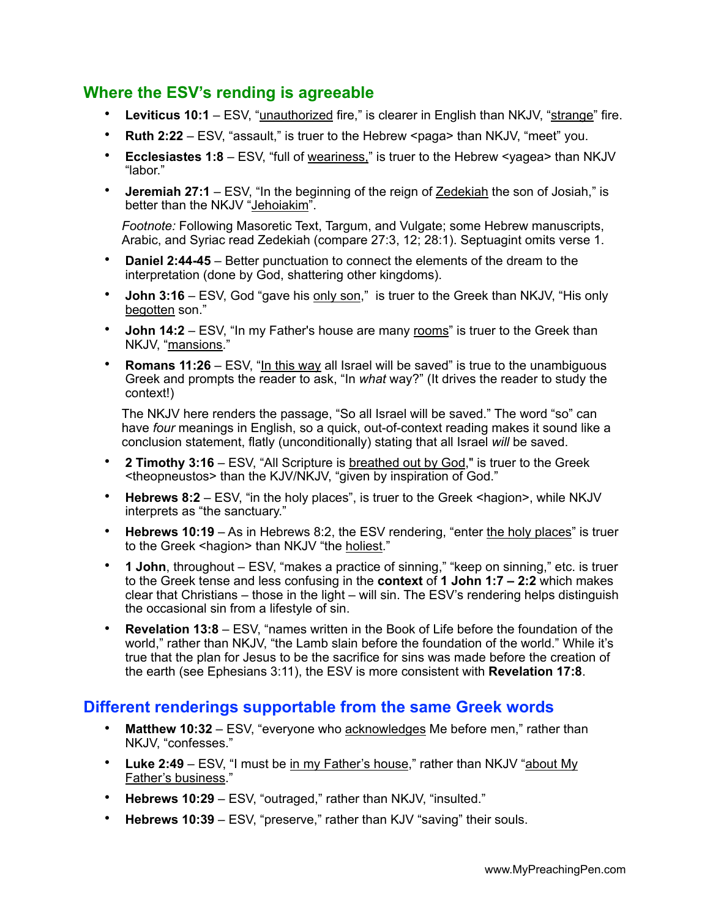## Where the ESV's rending is agreeable

- **Leviticus 10:1** – ESV, "unauthorized fire," is clearer in English than NKJV, "strange" fire.
- **Ruth 2:22** – ESV, "assault," is truer to the Hebrew <paga> than NKJV, "meet" you.
- **Ecclesiastes 1:8** – ESV, "full of weariness," is truer to the Hebrew <yagea> than NKJV "labor."
- **Jeremiah 27:1** – ESV, "In the beginning of the reign of Zedekiah the son of Josiah," is better than the NKJV "Jehoiakim".

  *Footnote:* Following Masoretic Text, Targum, and Vulgate; some Hebrew manuscripts, Arabic, and Syriac read Zedekiah (compare 27:3, 12; 28:1). Septuagint omits verse 1.

- **Daniel 2:44-45** – Better punctuation to connect the elements of the dream to the interpretation (done by God, shattering other kingdoms).
- **John 3:16** – ESV, God "gave his only son," is truer to the Greek than NKJV, "His only begotten son."
- **John 14:2** – ESV, "In my Father's house are many rooms" is truer to the Greek than NKJV, "mansions."
- **Romans 11:26** – ESV, "In this way all Israel will be saved" is true to the unambiguous Greek and prompts the reader to ask, "In *what* way?" (It drives the reader to study the context!)

  The NKJV here renders the passage, "So all Israel will be saved." The word "so" can have *four* meanings in English, so a quick, out-of-context reading makes it sound like a conclusion statement, flatly (unconditionally) stating that all Israel *will* be saved.

- **2 Timothy 3:16** – ESV, "All Scripture is breathed out by God," is truer to the Greek <theopneustos> than the KJV/NKJV, "given by inspiration of God."
- **Hebrews 8:2** – ESV, "in the holy places", is truer to the Greek <hagion>, while NKJV interprets as "the sanctuary."
- **Hebrews 10:19** – As in Hebrews 8:2, the ESV rendering, "enter the holy places" is truer to the Greek <hagion> than NKJV "the holiest."
- **1 John**, throughout – ESV, "makes a practice of sinning," "keep on sinning," etc. is truer to the Greek tense and less confusing in the **context** of **1 John 1:7 – 2:2** which makes clear that Christians – those in the light – will sin. The ESV's rendering helps distinguish the occasional sin from a lifestyle of sin.
- **Revelation 13:8** – ESV, "names written in the Book of Life before the foundation of the world," rather than NKJV, "the Lamb slain before the foundation of the world." While it's true that the plan for Jesus to be the sacrifice for sins was made before the creation of the earth (see Ephesians 3:11), the ESV is more consistent with **Revelation 17:8**.

## Different renderings supportable from the same Greek words

- **Matthew 10:32** – ESV, "everyone who acknowledges Me before men," rather than NKJV, "confesses."
- **Luke 2:49** – ESV, "I must be in my Father's house," rather than NKJV "about My Father's business."
- **Hebrews 10:29** – ESV, "outraged," rather than NKJV, "insulted."
- **Hebrews 10:39** – ESV, "preserve," rather than KJV "saving" their souls.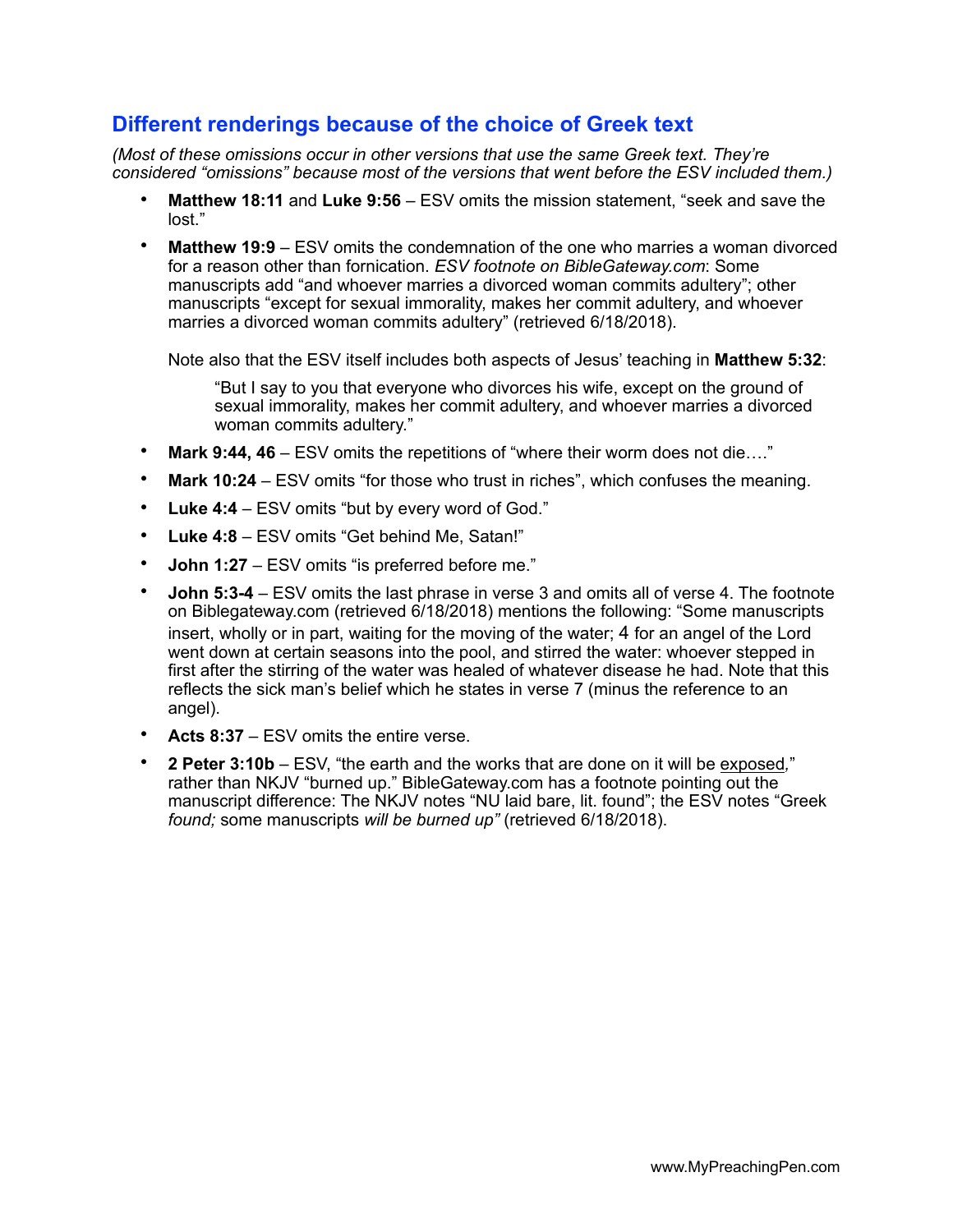## Different renderings because of the choice of Greek text

*(Most of these omissions occur in other versions that use the same Greek text. They're considered "omissions" because most of the versions that went before the ESV included them.)*

- **Matthew 18:11** and **Luke 9:56** – ESV omits the mission statement, "seek and save the lost."
- **Matthew 19:9** – ESV omits the condemnation of the one who marries a woman divorced for a reason other than fornication. *ESV footnote on BibleGateway.com*: Some manuscripts add "and whoever marries a divorced woman commits adultery"; other manuscripts "except for sexual immorality, makes her commit adultery, and whoever marries a divorced woman commits adultery" (retrieved 6/18/2018).

  Note also that the ESV itself includes both aspects of Jesus' teaching in **Matthew 5:32**:

  > "But I say to you that everyone who divorces his wife, except on the ground of sexual immorality, makes her commit adultery, and whoever marries a divorced woman commits adultery."

- **Mark 9:44, 46** – ESV omits the repetitions of "where their worm does not die…."
- **Mark 10:24** – ESV omits "for those who trust in riches", which confuses the meaning.
- **Luke 4:4** – ESV omits "but by every word of God."
- **Luke 4:8** – ESV omits "Get behind Me, Satan!"
- **John 1:27** – ESV omits "is preferred before me."
- **John 5:3-4** – ESV omits the last phrase in verse 3 and omits all of verse 4. The footnote on Biblegateway.com (retrieved 6/18/2018) mentions the following: "Some manuscripts insert, wholly or in part, waiting for the moving of the water; 4 for an angel of the Lord went down at certain seasons into the pool, and stirred the water: whoever stepped in first after the stirring of the water was healed of whatever disease he had. Note that this reflects the sick man's belief which he states in verse 7 (minus the reference to an angel).
- **Acts 8:37** – ESV omits the entire verse.
- **2 Peter 3:10b** – ESV, "the earth and the works that are done on it will be <u>exposed</u>," rather than NKJV "burned up." BibleGateway.com has a footnote pointing out the manuscript difference: The NKJV notes "NU laid bare, lit. found"; the ESV notes "Greek *found;* some manuscripts *will be burned up"* (retrieved 6/18/2018).

www.MyPreachingPen.com